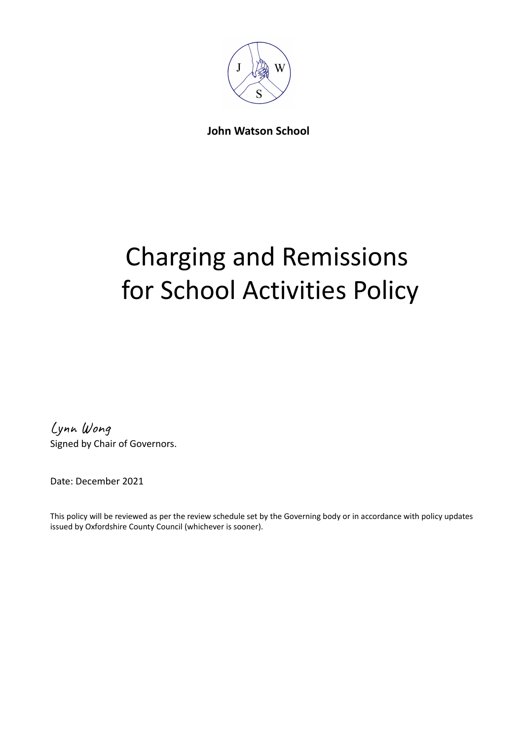**John Watson School**

# Charging and Remissions for School Activities Policy

*Lynn Wong*

Signed by Chair of Governors.

Date: December 2021

This policy will be reviewed as per the review schedule set by the Governing body or in accordance with policy updates issued by Oxfordshire County Council (whichever is sooner).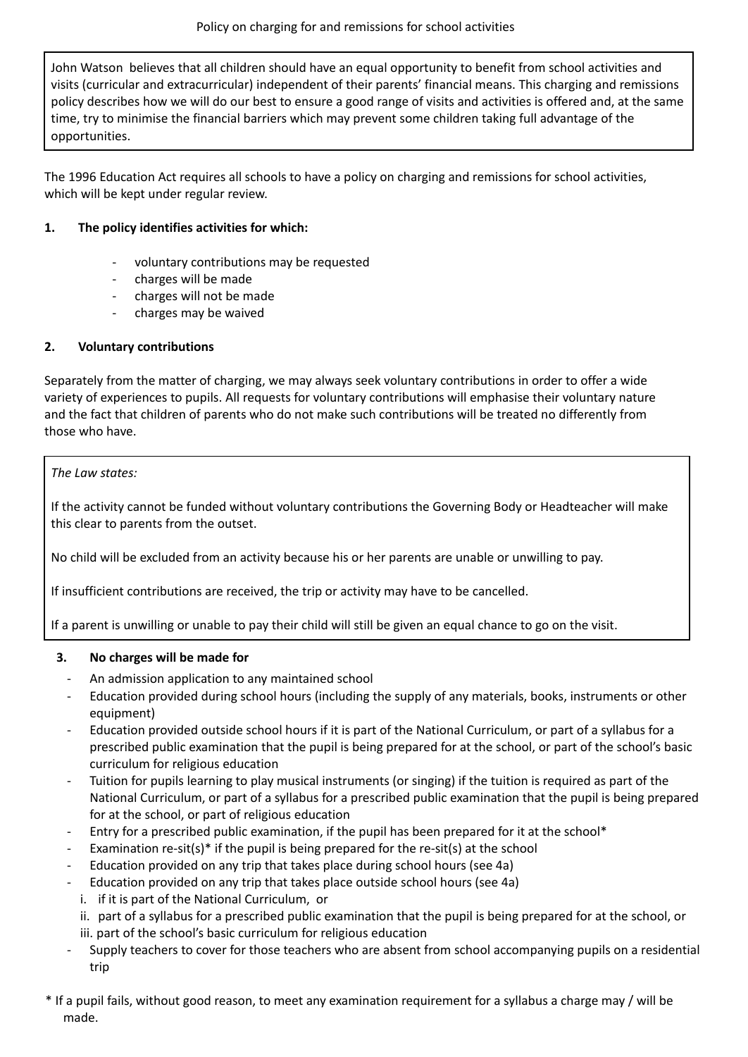Policy on charging for and remissions for school activities

John Watson believes that all children should have an equal opportunity to benefit from school activities and visits (curricular and extracurricular) independent of their parents' financial means. This charging and remissions policy describes how we will do our best to ensure a good range of visits and activities is offered and, at the same time, try to minimise the financial barriers which may prevent some children taking full advantage of the opportunities.

The 1996 Education Act requires all schools to have a policy on charging and remissions for school activities, which will be kept under regular review.

## 1. The policy identifies activities for which:

- voluntary contributions may be requested
- charges will be made
- charges will not be made
- charges may be waived

## 2. Voluntary contributions

Separately from the matter of charging, we may always seek voluntary contributions in order to offer a wide variety of experiences to pupils. All requests for voluntary contributions will emphasise their voluntary nature and the fact that children of parents who do not make such contributions will be treated no differently from those who have.

*The Law states:*

If the activity cannot be funded without voluntary contributions the Governing Body or Headteacher will make this clear to parents from the outset.

No child will be excluded from an activity because his or her parents are unable or unwilling to pay.

If insufficient contributions are received, the trip or activity may have to be cancelled.

If a parent is unwilling or unable to pay their child will still be given an equal chance to go on the visit.

## 3. No charges will be made for

- An admission application to any maintained school
- Education provided during school hours (including the supply of any materials, books, instruments or other equipment)
- Education provided outside school hours if it is part of the National Curriculum, or part of a syllabus for a prescribed public examination that the pupil is being prepared for at the school, or part of the school's basic curriculum for religious education
- Tuition for pupils learning to play musical instruments (or singing) if the tuition is required as part of the National Curriculum, or part of a syllabus for a prescribed public examination that the pupil is being prepared for at the school, or part of religious education
- Entry for a prescribed public examination, if the pupil has been prepared for it at the school*
- Examination re-sit(s)* if the pupil is being prepared for the re-sit(s) at the school
- Education provided on any trip that takes place during school hours (see 4a)
- Education provided on any trip that takes place outside school hours (see 4a)
  - i. if it is part of the National Curriculum, or
  - ii. part of a syllabus for a prescribed public examination that the pupil is being prepared for at the school, or
  - iii. part of the school's basic curriculum for religious education
- Supply teachers to cover for those teachers who are absent from school accompanying pupils on a residential trip

\* If a pupil fails, without good reason, to meet any examination requirement for a syllabus a charge may / will be made.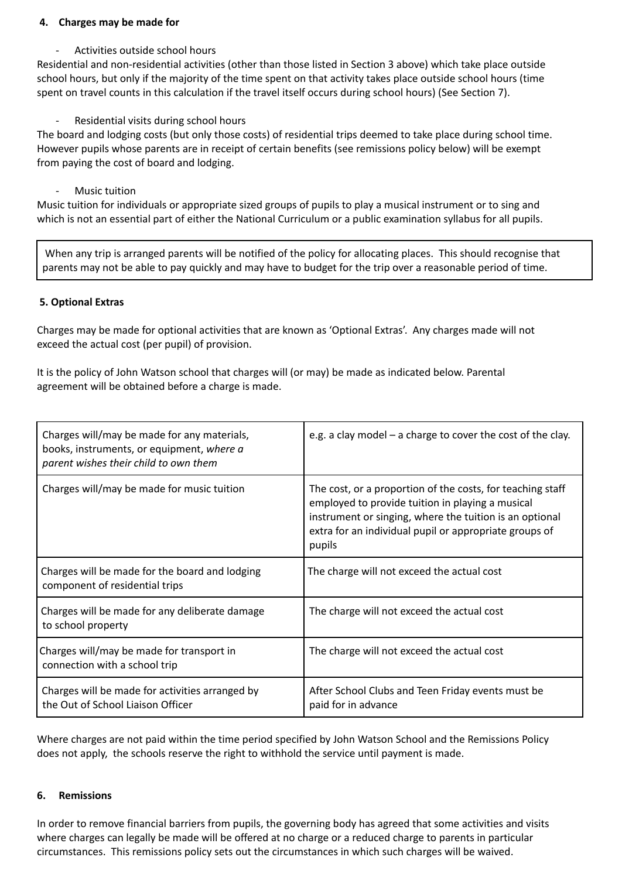#### 4. Charges may be made for

- Activities outside school hours

Residential and non-residential activities (other than those listed in Section 3 above) which take place outside school hours, but only if the majority of the time spent on that activity takes place outside school hours (time spent on travel counts in this calculation if the travel itself occurs during school hours) (See Section 7).

- Residential visits during school hours

The board and lodging costs (but only those costs) of residential trips deemed to take place during school time. However pupils whose parents are in receipt of certain benefits (see remissions policy below) will be exempt from paying the cost of board and lodging.

- Music tuition

Music tuition for individuals or appropriate sized groups of pupils to play a musical instrument or to sing and which is not an essential part of either the National Curriculum or a public examination syllabus for all pupils.

> When any trip is arranged parents will be notified of the policy for allocating places. This should recognise that parents may not be able to pay quickly and may have to budget for the trip over a reasonable period of time.

#### 5. Optional Extras

Charges may be made for optional activities that are known as 'Optional Extras'. Any charges made will not exceed the actual cost (per pupil) of provision.

It is the policy of John Watson school that charges will (or may) be made as indicated below. Parental agreement will be obtained before a charge is made.

| | |
|---|---|
| Charges will/may be made for any materials, books, instruments, or equipment, *where a parent wishes their child to own them* | e.g. a clay model – a charge to cover the cost of the clay. |
| Charges will/may be made for music tuition | The cost, or a proportion of the costs, for teaching staff employed to provide tuition in playing a musical instrument or singing, where the tuition is an optional extra for an individual pupil or appropriate groups of pupils |
| Charges will be made for the board and lodging component of residential trips | The charge will not exceed the actual cost |
| Charges will be made for any deliberate damage to school property | The charge will not exceed the actual cost |
| Charges will/may be made for transport in connection with a school trip | The charge will not exceed the actual cost |
| Charges will be made for activities arranged by the Out of School Liaison Officer | After School Clubs and Teen Friday events must be paid for in advance |

Where charges are not paid within the time period specified by John Watson School and the Remissions Policy does not apply, the schools reserve the right to withhold the service until payment is made.

#### 6. Remissions

In order to remove financial barriers from pupils, the governing body has agreed that some activities and visits where charges can legally be made will be offered at no charge or a reduced charge to parents in particular circumstances. This remissions policy sets out the circumstances in which such charges will be waived.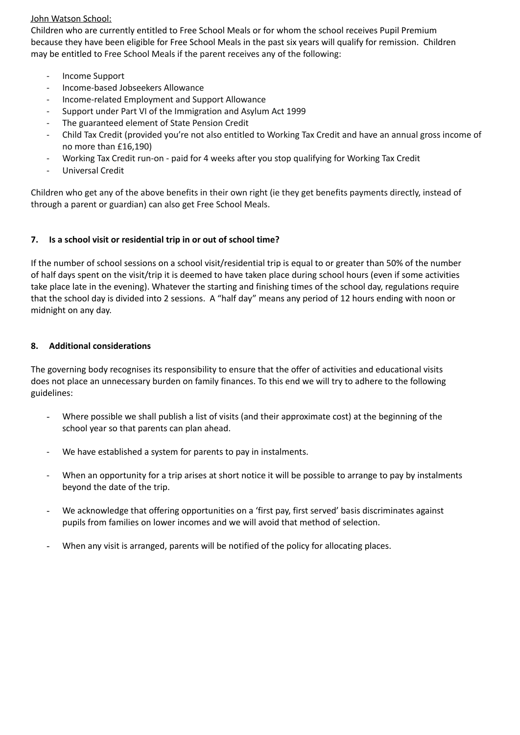John Watson School:

Children who are currently entitled to Free School Meals or for whom the school receives Pupil Premium because they have been eligible for Free School Meals in the past six years will qualify for remission. Children may be entitled to Free School Meals if the parent receives any of the following:

- Income Support
- Income-based Jobseekers Allowance
- Income-related Employment and Support Allowance
- Support under Part VI of the Immigration and Asylum Act 1999
- The guaranteed element of State Pension Credit
- Child Tax Credit (provided you're not also entitled to Working Tax Credit and have an annual gross income of no more than £16,190)
- Working Tax Credit run-on - paid for 4 weeks after you stop qualifying for Working Tax Credit
- Universal Credit

Children who get any of the above benefits in their own right (ie they get benefits payments directly, instead of through a parent or guardian) can also get Free School Meals.

## 7. Is a school visit or residential trip in or out of school time?

If the number of school sessions on a school visit/residential trip is equal to or greater than 50% of the number of half days spent on the visit/trip it is deemed to have taken place during school hours (even if some activities take place late in the evening). Whatever the starting and finishing times of the school day, regulations require that the school day is divided into 2 sessions. A "half day" means any period of 12 hours ending with noon or midnight on any day.

## 8. Additional considerations

The governing body recognises its responsibility to ensure that the offer of activities and educational visits does not place an unnecessary burden on family finances. To this end we will try to adhere to the following guidelines:

- Where possible we shall publish a list of visits (and their approximate cost) at the beginning of the school year so that parents can plan ahead.
- We have established a system for parents to pay in instalments.
- When an opportunity for a trip arises at short notice it will be possible to arrange to pay by instalments beyond the date of the trip.
- We acknowledge that offering opportunities on a 'first pay, first served' basis discriminates against pupils from families on lower incomes and we will avoid that method of selection.
- When any visit is arranged, parents will be notified of the policy for allocating places.